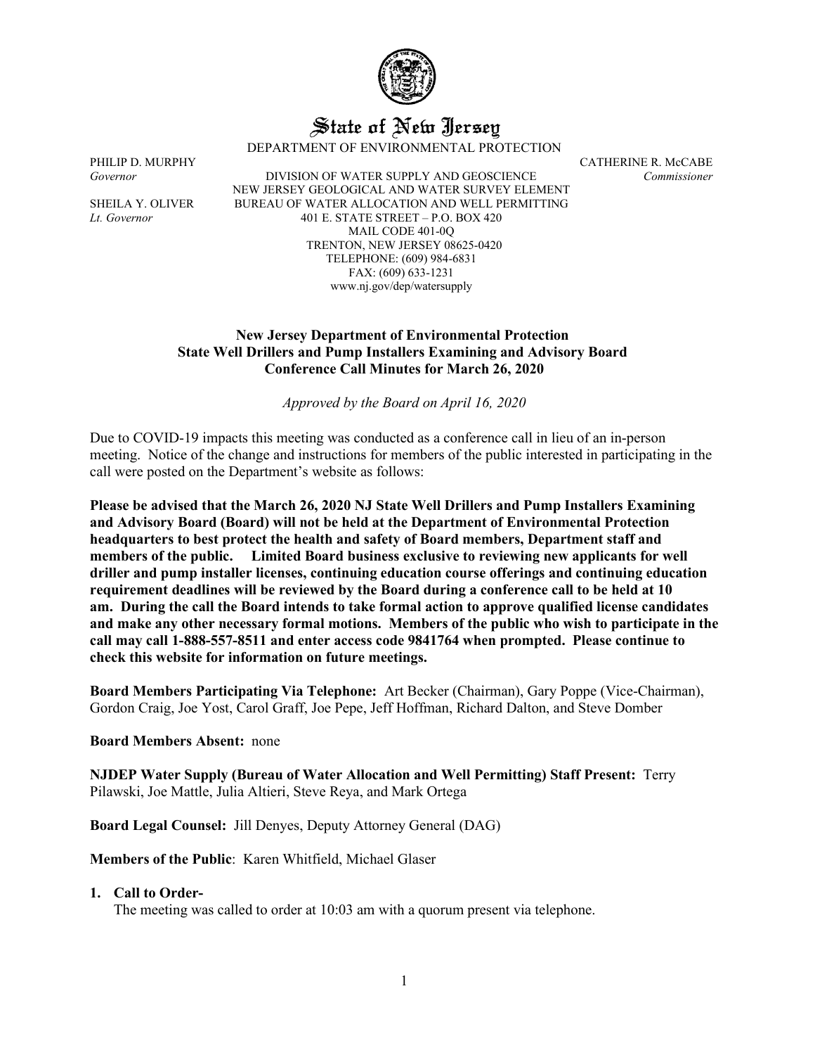# State of New Jersey

DEPARTMENT OF ENVIRONMENTAL PROTECTION

PHILIP D. MURPHY
*Governor*

SHEILA Y. OLIVER
*Lt. Governor*

DIVISION OF WATER SUPPLY AND GEOSCIENCE
NEW JERSEY GEOLOGICAL AND WATER SURVEY ELEMENT
BUREAU OF WATER ALLOCATION AND WELL PERMITTING
401 E. STATE STREET – P.O. BOX 420
MAIL CODE 401-0Q
TRENTON, NEW JERSEY 08625-0420
TELEPHONE: (609) 984-6831
FAX: (609) 633-1231
www.nj.gov/dep/watersupply

CATHERINE R. McCABE
*Commissioner*

**New Jersey Department of Environmental Protection**
**State Well Drillers and Pump Installers Examining and Advisory Board**
**Conference Call Minutes for March 26, 2020**

*Approved by the Board on April 16, 2020*

Due to COVID-19 impacts this meeting was conducted as a conference call in lieu of an in-person meeting. Notice of the change and instructions for members of the public interested in participating in the call were posted on the Department's website as follows:

**Please be advised that the March 26, 2020 NJ State Well Drillers and Pump Installers Examining and Advisory Board (Board) will not be held at the Department of Environmental Protection headquarters to best protect the health and safety of Board members, Department staff and members of the public. Limited Board business exclusive to reviewing new applicants for well driller and pump installer licenses, continuing education course offerings and continuing education requirement deadlines will be reviewed by the Board during a conference call to be held at 10 am. During the call the Board intends to take formal action to approve qualified license candidates and make any other necessary formal motions. Members of the public who wish to participate in the call may call 1-888-557-8511 and enter access code 9841764 when prompted. Please continue to check this website for information on future meetings.**

**Board Members Participating Via Telephone:** Art Becker (Chairman), Gary Poppe (Vice-Chairman), Gordon Craig, Joe Yost, Carol Graff, Joe Pepe, Jeff Hoffman, Richard Dalton, and Steve Domber

**Board Members Absent:** none

**NJDEP Water Supply (Bureau of Water Allocation and Well Permitting) Staff Present:** Terry Pilawski, Joe Mattle, Julia Altieri, Steve Reya, and Mark Ortega

**Board Legal Counsel:** Jill Denyes, Deputy Attorney General (DAG)

**Members of the Public**: Karen Whitfield, Michael Glaser

1. **Call to Order-**
   The meeting was called to order at 10:03 am with a quorum present via telephone.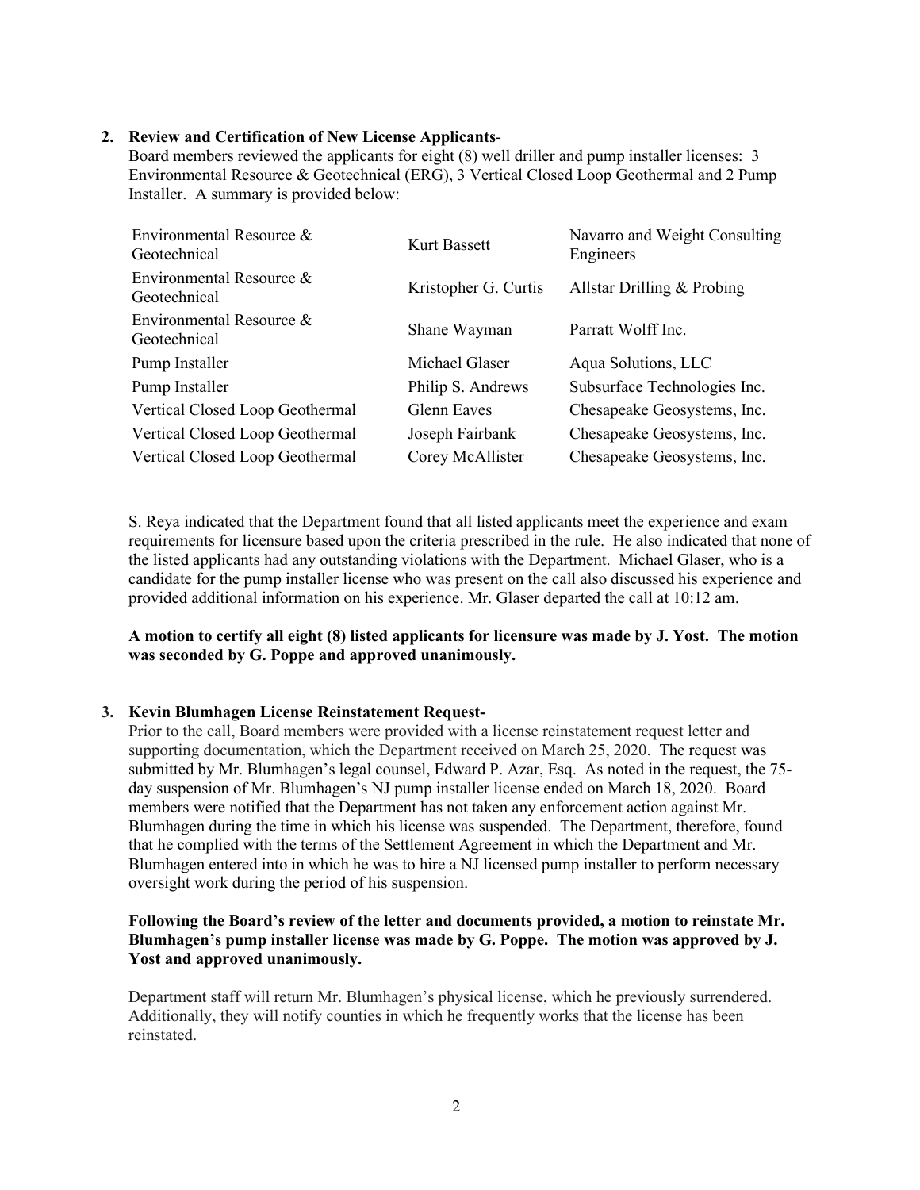2. **Review and Certification of New License Applicants**-

Board members reviewed the applicants for eight (8) well driller and pump installer licenses: 3 Environmental Resource & Geotechnical (ERG), 3 Vertical Closed Loop Geothermal and 2 Pump Installer. A summary is provided below:

| | | |
|---|---|---|
| Environmental Resource & Geotechnical | Kurt Bassett | Navarro and Weight Consulting Engineers |
| Environmental Resource & Geotechnical | Kristopher G. Curtis | Allstar Drilling & Probing |
| Environmental Resource & Geotechnical | Shane Wayman | Parratt Wolff Inc. |
| Pump Installer | Michael Glaser | Aqua Solutions, LLC |
| Pump Installer | Philip S. Andrews | Subsurface Technologies Inc. |
| Vertical Closed Loop Geothermal | Glenn Eaves | Chesapeake Geosystems, Inc. |
| Vertical Closed Loop Geothermal | Joseph Fairbank | Chesapeake Geosystems, Inc. |
| Vertical Closed Loop Geothermal | Corey McAllister | Chesapeake Geosystems, Inc. |

S. Reya indicated that the Department found that all listed applicants meet the experience and exam requirements for licensure based upon the criteria prescribed in the rule. He also indicated that none of the listed applicants had any outstanding violations with the Department. Michael Glaser, who is a candidate for the pump installer license who was present on the call also discussed his experience and provided additional information on his experience. Mr. Glaser departed the call at 10:12 am.

**A motion to certify all eight (8) listed applicants for licensure was made by J. Yost. The motion was seconded by G. Poppe and approved unanimously.**

3. **Kevin Blumhagen License Reinstatement Request-**

Prior to the call, Board members were provided with a license reinstatement request letter and supporting documentation, which the Department received on March 25, 2020. The request was submitted by Mr. Blumhagen's legal counsel, Edward P. Azar, Esq. As noted in the request, the 75-day suspension of Mr. Blumhagen's NJ pump installer license ended on March 18, 2020. Board members were notified that the Department has not taken any enforcement action against Mr. Blumhagen during the time in which his license was suspended. The Department, therefore, found that he complied with the terms of the Settlement Agreement in which the Department and Mr. Blumhagen entered into in which he was to hire a NJ licensed pump installer to perform necessary oversight work during the period of his suspension.

**Following the Board's review of the letter and documents provided, a motion to reinstate Mr. Blumhagen's pump installer license was made by G. Poppe. The motion was approved by J. Yost and approved unanimously.**

Department staff will return Mr. Blumhagen's physical license, which he previously surrendered. Additionally, they will notify counties in which he frequently works that the license has been reinstated.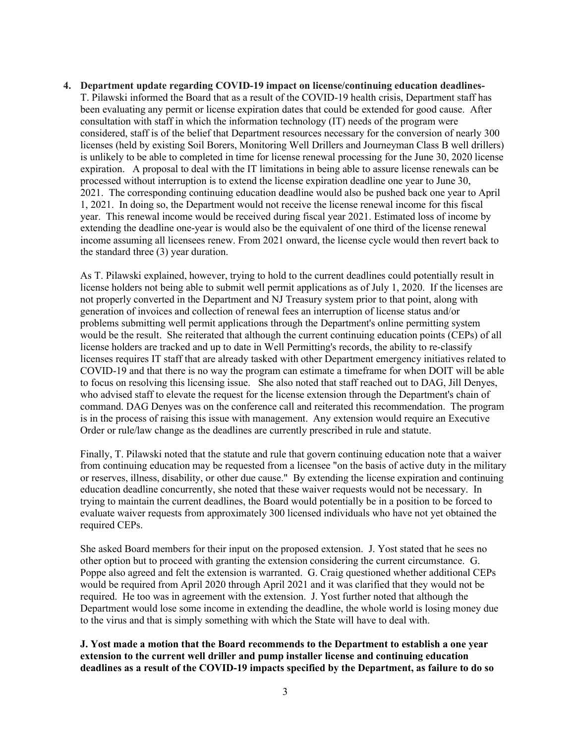4. **Department update regarding COVID-19 impact on license/continuing education deadlines-** T. Pilawski informed the Board that as a result of the COVID-19 health crisis, Department staff has been evaluating any permit or license expiration dates that could be extended for good cause. After consultation with staff in which the information technology (IT) needs of the program were considered, staff is of the belief that Department resources necessary for the conversion of nearly 300 licenses (held by existing Soil Borers, Monitoring Well Drillers and Journeyman Class B well drillers) is unlikely to be able to completed in time for license renewal processing for the June 30, 2020 license expiration. A proposal to deal with the IT limitations in being able to assure license renewals can be processed without interruption is to extend the license expiration deadline one year to June 30, 2021. The corresponding continuing education deadline would also be pushed back one year to April 1, 2021. In doing so, the Department would not receive the license renewal income for this fiscal year. This renewal income would be received during fiscal year 2021. Estimated loss of income by extending the deadline one-year is would also be the equivalent of one third of the license renewal income assuming all licensees renew. From 2021 onward, the license cycle would then revert back to the standard three (3) year duration.

   As T. Pilawski explained, however, trying to hold to the current deadlines could potentially result in license holders not being able to submit well permit applications as of July 1, 2020. If the licenses are not properly converted in the Department and NJ Treasury system prior to that point, along with generation of invoices and collection of renewal fees an interruption of license status and/or problems submitting well permit applications through the Department's online permitting system would be the result. She reiterated that although the current continuing education points (CEPs) of all license holders are tracked and up to date in Well Permitting's records, the ability to re-classify licenses requires IT staff that are already tasked with other Department emergency initiatives related to COVID-19 and that there is no way the program can estimate a timeframe for when DOIT will be able to focus on resolving this licensing issue. She also noted that staff reached out to DAG, Jill Denyes, who advised staff to elevate the request for the license extension through the Department's chain of command. DAG Denyes was on the conference call and reiterated this recommendation. The program is in the process of raising this issue with management. Any extension would require an Executive Order or rule/law change as the deadlines are currently prescribed in rule and statute.

   Finally, T. Pilawski noted that the statute and rule that govern continuing education note that a waiver from continuing education may be requested from a licensee "on the basis of active duty in the military or reserves, illness, disability, or other due cause." By extending the license expiration and continuing education deadline concurrently, she noted that these waiver requests would not be necessary. In trying to maintain the current deadlines, the Board would potentially be in a position to be forced to evaluate waiver requests from approximately 300 licensed individuals who have not yet obtained the required CEPs.

   She asked Board members for their input on the proposed extension. J. Yost stated that he sees no other option but to proceed with granting the extension considering the current circumstance. G. Poppe also agreed and felt the extension is warranted. G. Craig questioned whether additional CEPs would be required from April 2020 through April 2021 and it was clarified that they would not be required. He too was in agreement with the extension. J. Yost further noted that although the Department would lose some income in extending the deadline, the whole world is losing money due to the virus and that is simply something with which the State will have to deal with.

   **J. Yost made a motion that the Board recommends to the Department to establish a one year extension to the current well driller and pump installer license and continuing education deadlines as a result of the COVID-19 impacts specified by the Department, as failure to do so**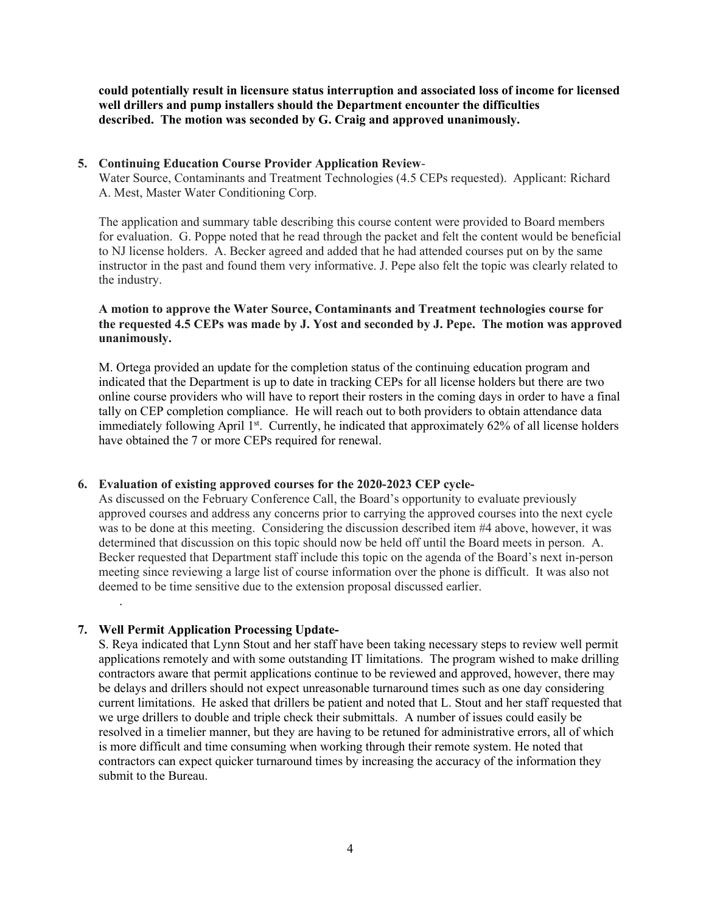**could potentially result in licensure status interruption and associated loss of income for licensed well drillers and pump installers should the Department encounter the difficulties described. The motion was seconded by G. Craig and approved unanimously.**

5. **Continuing Education Course Provider Application Review**-
   Water Source, Contaminants and Treatment Technologies (4.5 CEPs requested). Applicant: Richard A. Mest, Master Water Conditioning Corp.

   The application and summary table describing this course content were provided to Board members for evaluation. G. Poppe noted that he read through the packet and felt the content would be beneficial to NJ license holders. A. Becker agreed and added that he had attended courses put on by the same instructor in the past and found them very informative. J. Pepe also felt the topic was clearly related to the industry.

   **A motion to approve the Water Source, Contaminants and Treatment technologies course for the requested 4.5 CEPs was made by J. Yost and seconded by J. Pepe. The motion was approved unanimously.**

   M. Ortega provided an update for the completion status of the continuing education program and indicated that the Department is up to date in tracking CEPs for all license holders but there are two online course providers who will have to report their rosters in the coming days in order to have a final tally on CEP completion compliance. He will reach out to both providers to obtain attendance data immediately following April 1st. Currently, he indicated that approximately 62% of all license holders have obtained the 7 or more CEPs required for renewal.

6. **Evaluation of existing approved courses for the 2020-2023 CEP cycle-**
   As discussed on the February Conference Call, the Board's opportunity to evaluate previously approved courses and address any concerns prior to carrying the approved courses into the next cycle was to be done at this meeting. Considering the discussion described item #4 above, however, it was determined that discussion on this topic should now be held off until the Board meets in person. A. Becker requested that Department staff include this topic on the agenda of the Board's next in-person meeting since reviewing a large list of course information over the phone is difficult. It was also not deemed to be time sensitive due to the extension proposal discussed earlier.

   .

7. **Well Permit Application Processing Update-**
   S. Reya indicated that Lynn Stout and her staff have been taking necessary steps to review well permit applications remotely and with some outstanding IT limitations. The program wished to make drilling contractors aware that permit applications continue to be reviewed and approved, however, there may be delays and drillers should not expect unreasonable turnaround times such as one day considering current limitations. He asked that drillers be patient and noted that L. Stout and her staff requested that we urge drillers to double and triple check their submittals. A number of issues could easily be resolved in a timelier manner, but they are having to be retuned for administrative errors, all of which is more difficult and time consuming when working through their remote system. He noted that contractors can expect quicker turnaround times by increasing the accuracy of the information they submit to the Bureau.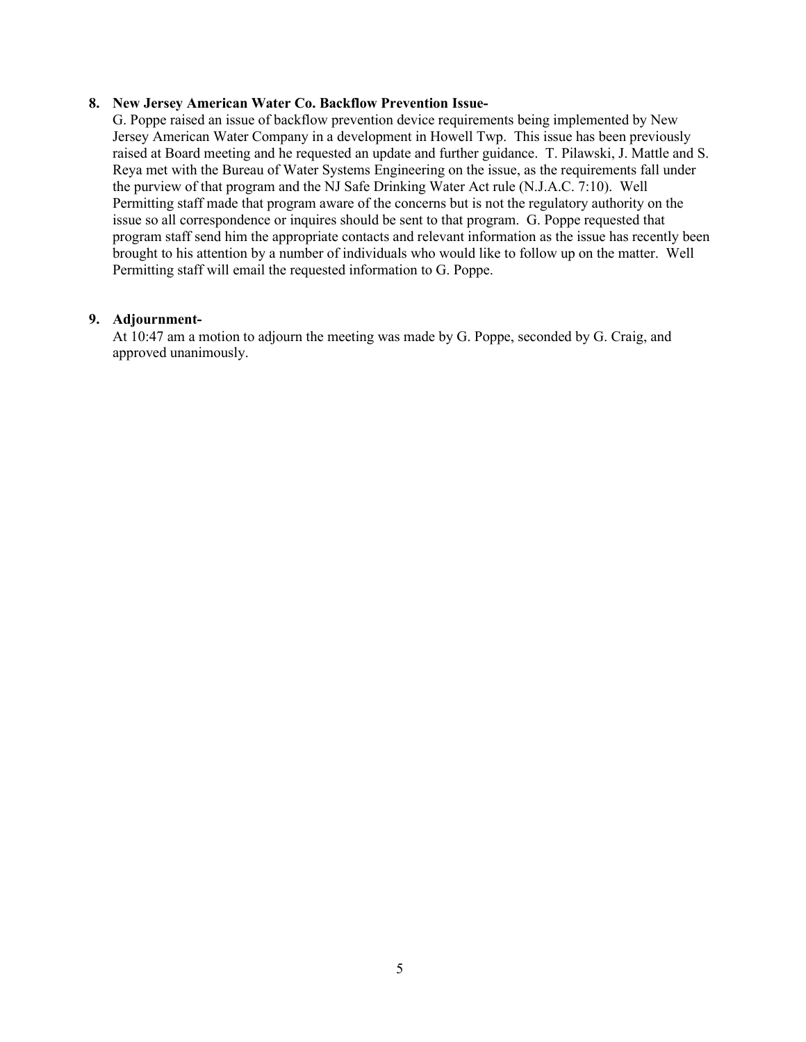8. **New Jersey American Water Co. Backflow Prevention Issue-**
   G. Poppe raised an issue of backflow prevention device requirements being implemented by New Jersey American Water Company in a development in Howell Twp. This issue has been previously raised at Board meeting and he requested an update and further guidance. T. Pilawski, J. Mattle and S. Reya met with the Bureau of Water Systems Engineering on the issue, as the requirements fall under the purview of that program and the NJ Safe Drinking Water Act rule (N.J.A.C. 7:10). Well Permitting staff made that program aware of the concerns but is not the regulatory authority on the issue so all correspondence or inquires should be sent to that program. G. Poppe requested that program staff send him the appropriate contacts and relevant information as the issue has recently been brought to his attention by a number of individuals who would like to follow up on the matter. Well Permitting staff will email the requested information to G. Poppe.

9. **Adjournment-**
   At 10:47 am a motion to adjourn the meeting was made by G. Poppe, seconded by G. Craig, and approved unanimously.